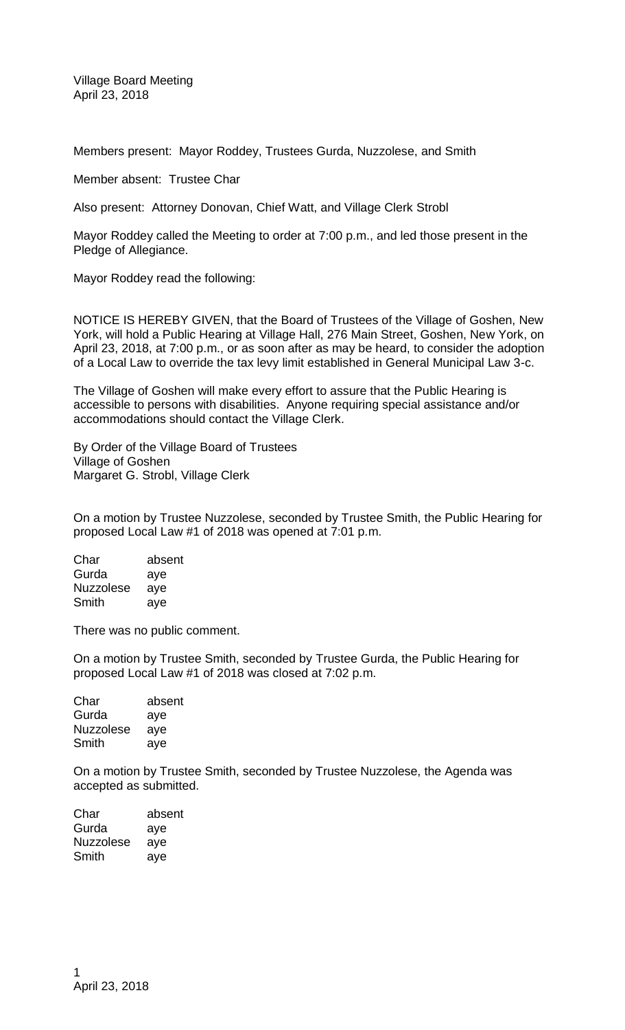Village Board Meeting
April 23, 2018

Members present: Mayor Roddey, Trustees Gurda, Nuzzolese, and Smith

Member absent: Trustee Char

Also present: Attorney Donovan, Chief Watt, and Village Clerk Strobl

Mayor Roddey called the Meeting to order at 7:00 p.m., and led those present in the Pledge of Allegiance.

Mayor Roddey read the following:

NOTICE IS HEREBY GIVEN, that the Board of Trustees of the Village of Goshen, New York, will hold a Public Hearing at Village Hall, 276 Main Street, Goshen, New York, on April 23, 2018, at 7:00 p.m., or as soon after as may be heard, to consider the adoption of a Local Law to override the tax levy limit established in General Municipal Law 3-c.

The Village of Goshen will make every effort to assure that the Public Hearing is accessible to persons with disabilities. Anyone requiring special assistance and/or accommodations should contact the Village Clerk.

By Order of the Village Board of Trustees
Village of Goshen
Margaret G. Strobl, Village Clerk

On a motion by Trustee Nuzzolese, seconded by Trustee Smith, the Public Hearing for proposed Local Law #1 of 2018 was opened at 7:01 p.m.

| | |
|---|---|
| Char | absent |
| Gurda | aye |
| Nuzzolese | aye |
| Smith | aye |

There was no public comment.

On a motion by Trustee Smith, seconded by Trustee Gurda, the Public Hearing for proposed Local Law #1 of 2018 was closed at 7:02 p.m.

| | |
|---|---|
| Char | absent |
| Gurda | aye |
| Nuzzolese | aye |
| Smith | aye |

On a motion by Trustee Smith, seconded by Trustee Nuzzolese, the Agenda was accepted as submitted.

| | |
|---|---|
| Char | absent |
| Gurda | aye |
| Nuzzolese | aye |
| Smith | aye |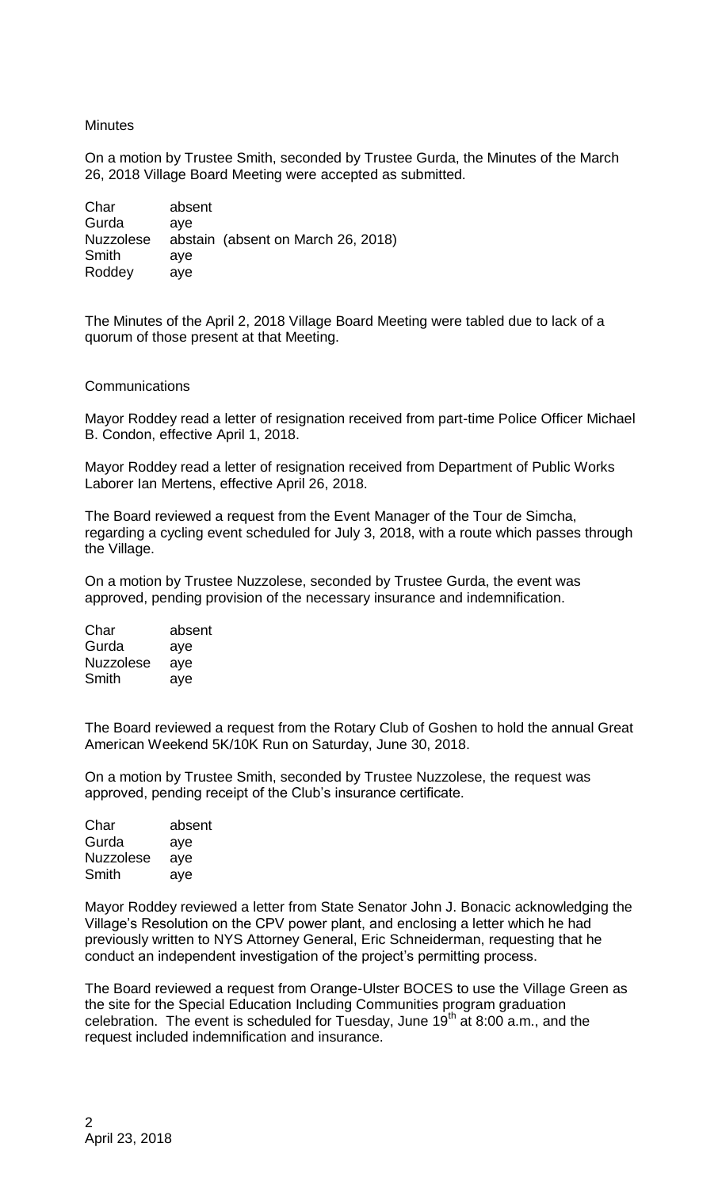Minutes

On a motion by Trustee Smith, seconded by Trustee Gurda, the Minutes of the March 26, 2018 Village Board Meeting were accepted as submitted.

| | |
|---|---|
| Char | absent |
| Gurda | aye |
| Nuzzolese | abstain (absent on March 26, 2018) |
| Smith | aye |
| Roddey | aye |

The Minutes of the April 2, 2018 Village Board Meeting were tabled due to lack of a quorum of those present at that Meeting.

Communications

Mayor Roddey read a letter of resignation received from part-time Police Officer Michael B. Condon, effective April 1, 2018.

Mayor Roddey read a letter of resignation received from Department of Public Works Laborer Ian Mertens, effective April 26, 2018.

The Board reviewed a request from the Event Manager of the Tour de Simcha, regarding a cycling event scheduled for July 3, 2018, with a route which passes through the Village.

On a motion by Trustee Nuzzolese, seconded by Trustee Gurda, the event was approved, pending provision of the necessary insurance and indemnification.

| | |
|---|---|
| Char | absent |
| Gurda | aye |
| Nuzzolese | aye |
| Smith | aye |

The Board reviewed a request from the Rotary Club of Goshen to hold the annual Great American Weekend 5K/10K Run on Saturday, June 30, 2018.

On a motion by Trustee Smith, seconded by Trustee Nuzzolese, the request was approved, pending receipt of the Club's insurance certificate.

| | |
|---|---|
| Char | absent |
| Gurda | aye |
| Nuzzolese | aye |
| Smith | aye |

Mayor Roddey reviewed a letter from State Senator John J. Bonacic acknowledging the Village's Resolution on the CPV power plant, and enclosing a letter which he had previously written to NYS Attorney General, Eric Schneiderman, requesting that he conduct an independent investigation of the project's permitting process.

The Board reviewed a request from Orange-Ulster BOCES to use the Village Green as the site for the Special Education Including Communities program graduation celebration. The event is scheduled for Tuesday, June 19th at 8:00 a.m., and the request included indemnification and insurance.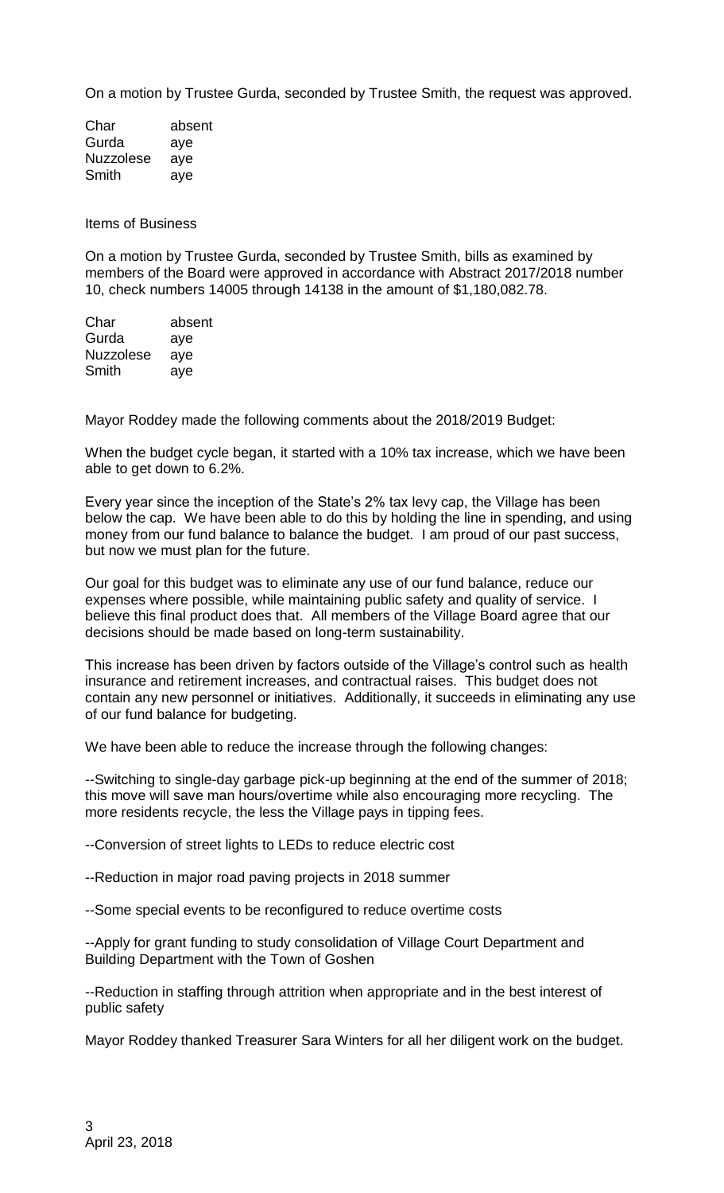On a motion by Trustee Gurda, seconded by Trustee Smith, the request was approved.

| | |
|---|---|
| Char | absent |
| Gurda | aye |
| Nuzzolese | aye |
| Smith | aye |

Items of Business

On a motion by Trustee Gurda, seconded by Trustee Smith, bills as examined by members of the Board were approved in accordance with Abstract 2017/2018 number 10, check numbers 14005 through 14138 in the amount of $1,180,082.78.

| | |
|---|---|
| Char | absent |
| Gurda | aye |
| Nuzzolese | aye |
| Smith | aye |

Mayor Roddey made the following comments about the 2018/2019 Budget:

When the budget cycle began, it started with a 10% tax increase, which we have been able to get down to 6.2%.

Every year since the inception of the State's 2% tax levy cap, the Village has been below the cap. We have been able to do this by holding the line in spending, and using money from our fund balance to balance the budget. I am proud of our past success, but now we must plan for the future.

Our goal for this budget was to eliminate any use of our fund balance, reduce our expenses where possible, while maintaining public safety and quality of service. I believe this final product does that. All members of the Village Board agree that our decisions should be made based on long-term sustainability.

This increase has been driven by factors outside of the Village's control such as health insurance and retirement increases, and contractual raises. This budget does not contain any new personnel or initiatives. Additionally, it succeeds in eliminating any use of our fund balance for budgeting.

We have been able to reduce the increase through the following changes:

--Switching to single-day garbage pick-up beginning at the end of the summer of 2018; this move will save man hours/overtime while also encouraging more recycling. The more residents recycle, the less the Village pays in tipping fees.

--Conversion of street lights to LEDs to reduce electric cost

--Reduction in major road paving projects in 2018 summer

--Some special events to be reconfigured to reduce overtime costs

--Apply for grant funding to study consolidation of Village Court Department and Building Department with the Town of Goshen

--Reduction in staffing through attrition when appropriate and in the best interest of public safety

Mayor Roddey thanked Treasurer Sara Winters for all her diligent work on the budget.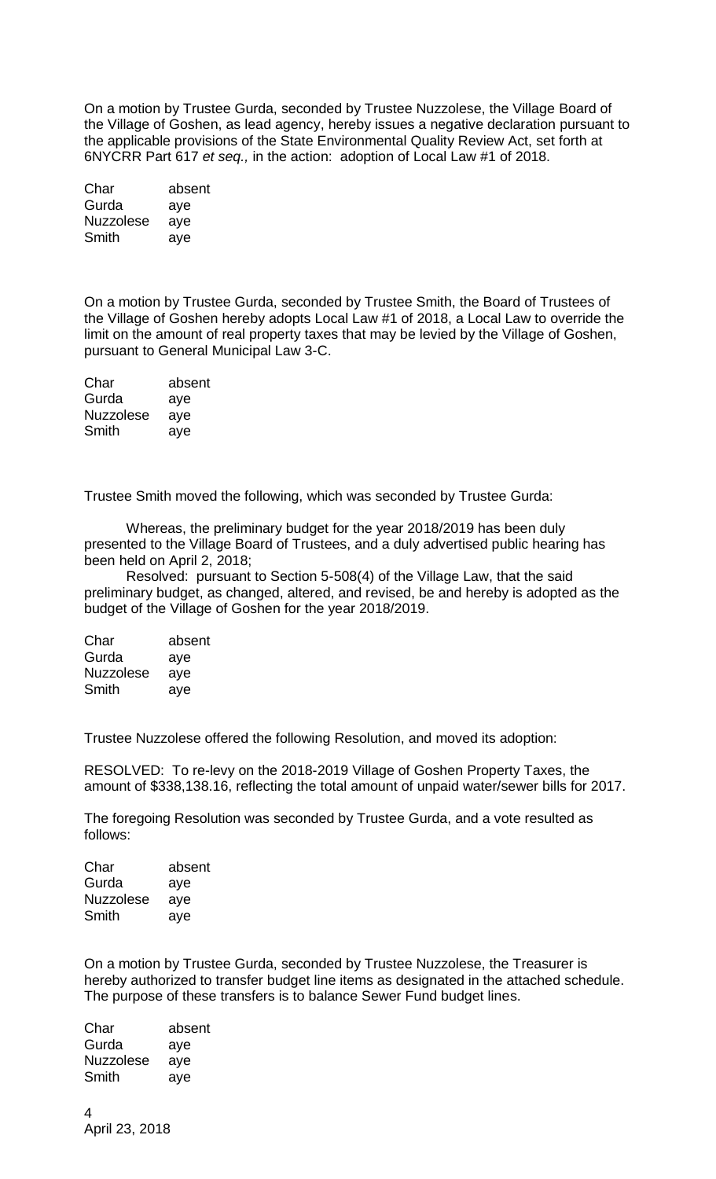On a motion by Trustee Gurda, seconded by Trustee Nuzzolese, the Village Board of the Village of Goshen, as lead agency, hereby issues a negative declaration pursuant to the applicable provisions of the State Environmental Quality Review Act, set forth at 6NYCRR Part 617 *et seq.,* in the action: adoption of Local Law #1 of 2018.

| | |
|---|---|
| Char | absent |
| Gurda | aye |
| Nuzzolese | aye |
| Smith | aye |

On a motion by Trustee Gurda, seconded by Trustee Smith, the Board of Trustees of the Village of Goshen hereby adopts Local Law #1 of 2018, a Local Law to override the limit on the amount of real property taxes that may be levied by the Village of Goshen, pursuant to General Municipal Law 3-C.

| | |
|---|---|
| Char | absent |
| Gurda | aye |
| Nuzzolese | aye |
| Smith | aye |

Trustee Smith moved the following, which was seconded by Trustee Gurda:

Whereas, the preliminary budget for the year 2018/2019 has been duly presented to the Village Board of Trustees, and a duly advertised public hearing has been held on April 2, 2018;

Resolved: pursuant to Section 5-508(4) of the Village Law, that the said preliminary budget, as changed, altered, and revised, be and hereby is adopted as the budget of the Village of Goshen for the year 2018/2019.

| | |
|---|---|
| Char | absent |
| Gurda | aye |
| Nuzzolese | aye |
| Smith | aye |

Trustee Nuzzolese offered the following Resolution, and moved its adoption:

RESOLVED: To re-levy on the 2018-2019 Village of Goshen Property Taxes, the amount of $338,138.16, reflecting the total amount of unpaid water/sewer bills for 2017.

The foregoing Resolution was seconded by Trustee Gurda, and a vote resulted as follows:

| | |
|---|---|
| Char | absent |
| Gurda | aye |
| Nuzzolese | aye |
| Smith | aye |

On a motion by Trustee Gurda, seconded by Trustee Nuzzolese, the Treasurer is hereby authorized to transfer budget line items as designated in the attached schedule. The purpose of these transfers is to balance Sewer Fund budget lines.

| | |
|---|---|
| Char | absent |
| Gurda | aye |
| Nuzzolese | aye |
| Smith | aye |

April 23, 2018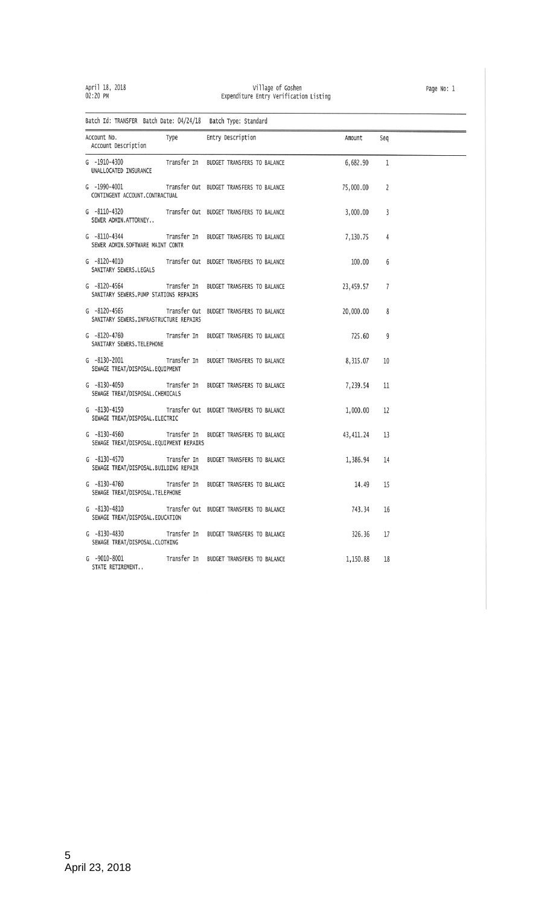April 18, 2018
02:20 PM

Village of Goshen
Expenditure Entry Verification Listing

Batch Id: TRANSFER Batch Date: 04/24/18 Batch Type: Standard

| Account No. / Account Description | Type | Entry Description | Amount | Seq |
|---|---|---|---|---|
| G -1910-4300 UNALLOCATED INSURANCE | Transfer In | BUDGET TRANSFERS TO BALANCE | 6,682.90 | 1 |
| G -1990-4001 CONTINGENT ACCOUNT.CONTRACTUAL | Transfer Out | BUDGET TRANSFERS TO BALANCE | 75,000.00 | 2 |
| G -8110-4320 SEWER ADMIN.ATTORNEY.. | Transfer Out | BUDGET TRANSFERS TO BALANCE | 3,000.00 | 3 |
| G -8110-4344 SEWER ADMIN.SOFTWARE MAINT CONTR | Transfer In | BUDGET TRANSFERS TO BALANCE | 7,130.75 | 4 |
| G -8120-4010 SANITARY SEWERS.LEGALS | Transfer Out | BUDGET TRANSFERS TO BALANCE | 100.00 | 6 |
| G -8120-4564 SANITARY SEWERS.PUMP STATIONS REPAIRS | Transfer In | BUDGET TRANSFERS TO BALANCE | 23,459.57 | 7 |
| G -8120-4565 SANITARY SEWERS.INFRASTRUCTURE REPAIRS | Transfer Out | BUDGET TRANSFERS TO BALANCE | 20,000.00 | 8 |
| G -8120-4760 SANITARY SEWERS.TELEPHONE | Transfer In | BUDGET TRANSFERS TO BALANCE | 725.60 | 9 |
| G -8130-2001 SEWAGE TREAT/DISPOSAL.EQUIPMENT | Transfer In | BUDGET TRANSFERS TO BALANCE | 8,315.07 | 10 |
| G -8130-4050 SEWAGE TREAT/DISPOSAL.CHEMICALS | Transfer In | BUDGET TRANSFERS TO BALANCE | 7,239.54 | 11 |
| G -8130-4150 SEWAGE TREAT/DISPOSAL.ELECTRIC | Transfer Out | BUDGET TRANSFERS TO BALANCE | 1,000.00 | 12 |
| G -8130-4560 SEWAGE TREAT/DISPOSAL.EQUIPMENT REPAIRS | Transfer In | BUDGET TRANSFERS TO BALANCE | 43,411.24 | 13 |
| G -8130-4570 SEWAGE TREAT/DISPOSAL.BUILDING REPAIR | Transfer In | BUDGET TRANSFERS TO BALANCE | 1,386.94 | 14 |
| G -8130-4760 SEWAGE TREAT/DISPOSAL.TELEPHONE | Transfer In | BUDGET TRANSFERS TO BALANCE | 14.49 | 15 |
| G -8130-4810 SEWAGE TREAT/DISPOSAL.EDUCATION | Transfer Out | BUDGET TRANSFERS TO BALANCE | 743.34 | 16 |
| G -8130-4830 SEWAGE TREAT/DISPOSAL.CLOTHING | Transfer In | BUDGET TRANSFERS TO BALANCE | 326.36 | 17 |
| G -9010-8001 STATE RETIREMENT.. | Transfer In | BUDGET TRANSFERS TO BALANCE | 1,150.88 | 18 |

April 23, 2018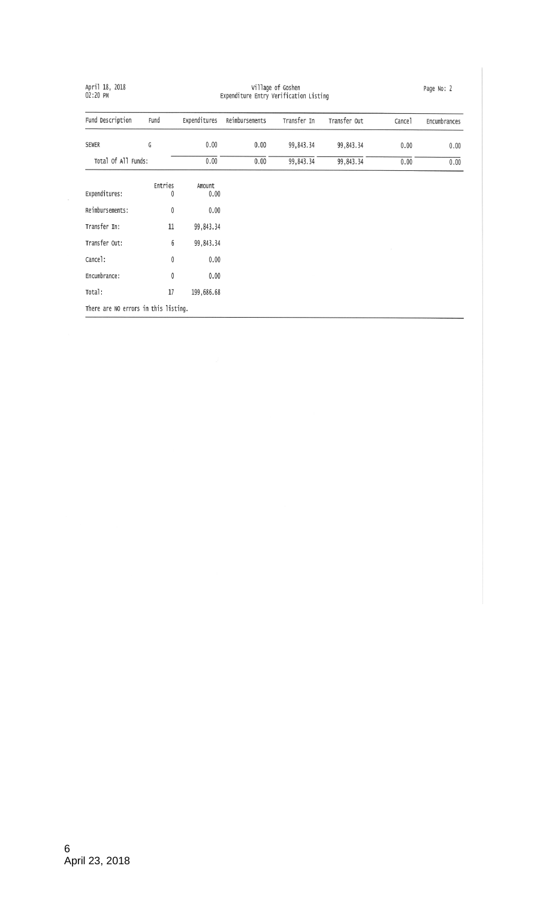April 18, 2018
02:20 PM

Village of Goshen
Expenditure Entry Verification Listing

| Fund Description | Fund | Expenditures | Reimbursements | Transfer In | Transfer Out | Cancel | Encumbrances |
|---|---|---|---|---|---|---|---|
| SEWER | G | 0.00 | 0.00 | 99,843.34 | 99,843.34 | 0.00 | 0.00 |
| Total Of All Funds: | | 0.00 | 0.00 | 99,843.34 | 99,843.34 | 0.00 | 0.00 |

| | Entries | Amount |
|---|---|---|
| Expenditures: | 0 | 0.00 |
| Reimbursements: | 0 | 0.00 |
| Transfer In: | 11 | 99,843.34 |
| Transfer Out: | 6 | 99,843.34 |
| Cancel: | 0 | 0.00 |
| Encumbrance: | 0 | 0.00 |
| Total: | 17 | 199,686.68 |

There are NO errors in this listing.

April 23, 2018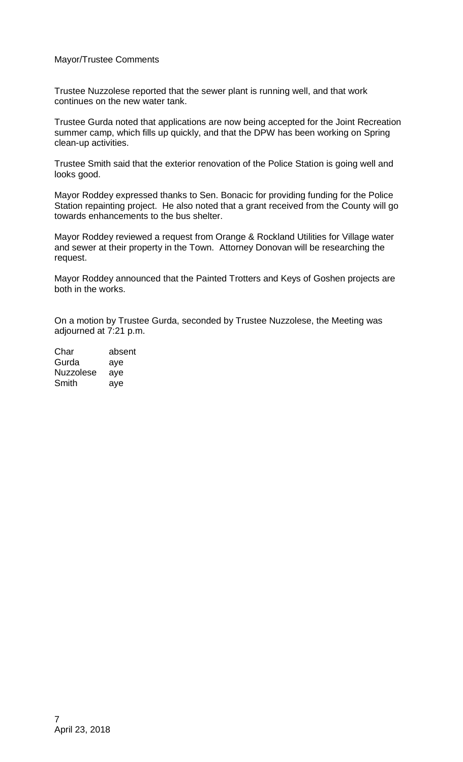Mayor/Trustee Comments

Trustee Nuzzolese reported that the sewer plant is running well, and that work continues on the new water tank.

Trustee Gurda noted that applications are now being accepted for the Joint Recreation summer camp, which fills up quickly, and that the DPW has been working on Spring clean-up activities.

Trustee Smith said that the exterior renovation of the Police Station is going well and looks good.

Mayor Roddey expressed thanks to Sen. Bonacic for providing funding for the Police Station repainting project. He also noted that a grant received from the County will go towards enhancements to the bus shelter.

Mayor Roddey reviewed a request from Orange & Rockland Utilities for Village water and sewer at their property in the Town. Attorney Donovan will be researching the request.

Mayor Roddey announced that the Painted Trotters and Keys of Goshen projects are both in the works.

On a motion by Trustee Gurda, seconded by Trustee Nuzzolese, the Meeting was adjourned at 7:21 p.m.

| | |
|---|---|
| Char | absent |
| Gurda | aye |
| Nuzzolese | aye |
| Smith | aye |